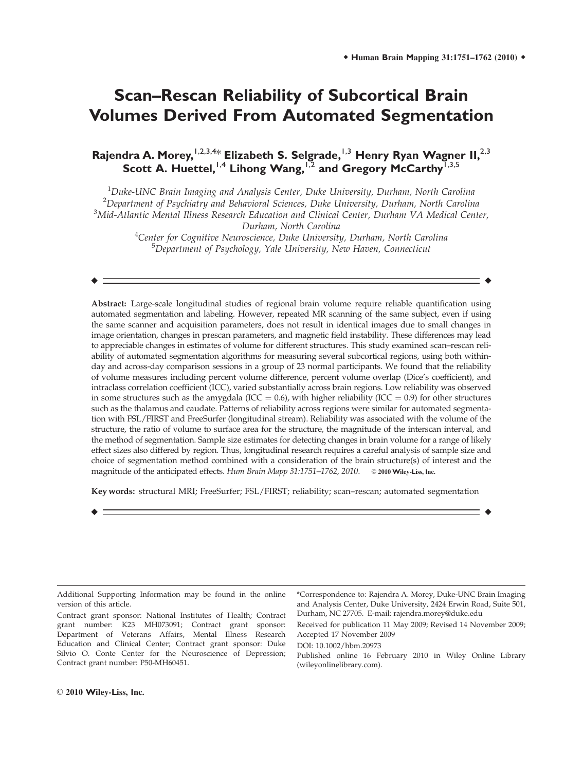# Scan–Rescan Reliability of Subcortical Brain Volumes Derived From Automated Segmentation

**Rajendra A. Morey,[1,2,3,4]* Elizabeth S. Selgrade,[1,3] Henry Ryan Wagner II,[2,3] Scott A. Huettel,[1,4] Lihong Wang,[1,2] and Gregory McCarthy[1,3,5]**

[1]*Duke-UNC Brain Imaging and Analysis Center, Duke University, Durham, North Carolina*
[2]*Department of Psychiatry and Behavioral Sciences, Duke University, Durham, North Carolina*
[3]*Mid-Atlantic Mental Illness Research Education and Clinical Center, Durham VA Medical Center, Durham, North Carolina*
[4]*Center for Cognitive Neuroscience, Duke University, Durham, North Carolina*
[5]*Department of Psychology, Yale University, New Haven, Connecticut*

**Abstract:** Large-scale longitudinal studies of regional brain volume require reliable quantification using automated segmentation and labeling. However, repeated MR scanning of the same subject, even if using the same scanner and acquisition parameters, does not result in identical images due to small changes in image orientation, changes in prescan parameters, and magnetic field instability. These differences may lead to appreciable changes in estimates of volume for different structures. This study examined scan–rescan reliability of automated segmentation algorithms for measuring several subcortical regions, using both within-day and across-day comparison sessions in a group of 23 normal participants. We found that the reliability of volume measures including percent volume difference, percent volume overlap (Dice's coefficient), and intraclass correlation coefficient (ICC), varied substantially across brain regions. Low reliability was observed in some structures such as the amygdala (ICC = 0.6), with higher reliability (ICC = 0.9) for other structures such as the thalamus and caudate. Patterns of reliability across regions were similar for automated segmentation with FSL/FIRST and FreeSurfer (longitudinal stream). Reliability was associated with the volume of the structure, the ratio of volume to surface area for the structure, the magnitude of the interscan interval, and the method of segmentation. Sample size estimates for detecting changes in brain volume for a range of likely effect sizes also differed by region. Thus, longitudinal research requires a careful analysis of sample size and choice of segmentation method combined with a consideration of the brain structure(s) of interest and the magnitude of the anticipated effects. *Hum Brain Mapp 31:1751–1762, 2010.* © **2010 Wiley-Liss, Inc.**

**Key words:** structural MRI; FreeSurfer; FSL/FIRST; reliability; scan–rescan; automated segmentation

---

Additional Supporting Information may be found in the online version of this article.

Contract grant sponsor: National Institutes of Health; Contract grant number: K23 MH073091; Contract grant sponsor: Department of Veterans Affairs, Mental Illness Research Education and Clinical Center; Contract grant sponsor: Duke Silvio O. Conte Center for the Neuroscience of Depression; Contract grant number: P50-MH60451.

*Correspondence to: Rajendra A. Morey, Duke-UNC Brain Imaging and Analysis Center, Duke University, 2424 Erwin Road, Suite 501, Durham, NC 27705. E-mail: rajendra.morey@duke.edu

Received for publication 11 May 2009; Revised 14 November 2009; Accepted 17 November 2009

DOI: 10.1002/hbm.20973

Published online 16 February 2010 in Wiley Online Library (wileyonlinelibrary.com).

© 2010 Wiley-Liss, Inc.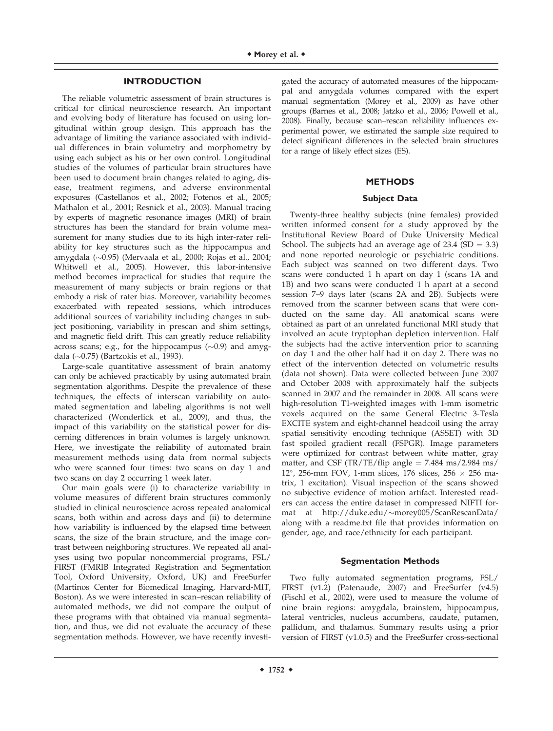## INTRODUCTION

The reliable volumetric assessment of brain structures is critical for clinical neuroscience research. An important and evolving body of literature has focused on using longitudinal within group design. This approach has the advantage of limiting the variance associated with individual differences in brain volumetry and morphometry by using each subject as his or her own control. Longitudinal studies of the volumes of particular brain structures have been used to document brain changes related to aging, disease, treatment regimens, and adverse environmental exposures (Castellanos et al., 2002; Fotenos et al., 2005; Mathalon et al., 2001; Resnick et al., 2003). Manual tracing by experts of magnetic resonance images (MRI) of brain structures has been the standard for brain volume measurement for many studies due to its high inter-rater reliability for key structures such as the hippocampus and amygdala (~0.95) (Mervaala et al., 2000; Rojas et al., 2004; Whitwell et al., 2005). However, this labor-intensive method becomes impractical for studies that require the measurement of many subjects or brain regions or that embody a risk of rater bias. Moreover, variability becomes exacerbated with repeated sessions, which introduces additional sources of variability including changes in subject positioning, variability in prescan and shim settings, and magnetic field drift. This can greatly reduce reliability across scans; e.g., for the hippocampus (~0.9) and amygdala (~0.75) (Bartzokis et al., 1993).

Large-scale quantitative assessment of brain anatomy can only be achieved practicably by using automated brain segmentation algorithms. Despite the prevalence of these techniques, the effects of interscan variability on automated segmentation and labeling algorithms is not well characterized (Wonderlick et al., 2009), and thus, the impact of this variability on the statistical power for discerning differences in brain volumes is largely unknown. Here, we investigate the reliability of automated brain measurement methods using data from normal subjects who were scanned four times: two scans on day 1 and two scans on day 2 occurring 1 week later.

Our main goals were (i) to characterize variability in volume measures of different brain structures commonly studied in clinical neuroscience across repeated anatomical scans, both within and across days and (ii) to determine how variability is influenced by the elapsed time between scans, the size of the brain structure, and the image contrast between neighboring structures. We repeated all analyses using two popular noncommercial programs, FSL/FIRST (FMRIB Integrated Registration and Segmentation Tool, Oxford University, Oxford, UK) and FreeSurfer (Martinos Center for Biomedical Imaging, Harvard-MIT, Boston). As we were interested in scan–rescan reliability of automated methods, we did not compare the output of these programs with that obtained via manual segmentation, and thus, we did not evaluate the accuracy of these segmentation methods. However, we have recently investigated the accuracy of automated measures of the hippocampal and amygdala volumes compared with the expert manual segmentation (Morey et al., 2009) as have other groups (Barnes et al., 2008; Jatzko et al., 2006; Powell et al., 2008). Finally, because scan–rescan reliability influences experimental power, we estimated the sample size required to detect significant differences in the selected brain structures for a range of likely effect sizes (ES).

## METHODS

### Subject Data

Twenty-three healthy subjects (nine females) provided written informed consent for a study approved by the Institutional Review Board of Duke University Medical School. The subjects had an average age of 23.4 (SD = 3.3) and none reported neurologic or psychiatric conditions. Each subject was scanned on two different days. Two scans were conducted 1 h apart on day 1 (scans 1A and 1B) and two scans were conducted 1 h apart at a second session 7–9 days later (scans 2A and 2B). Subjects were removed from the scanner between scans that were conducted on the same day. All anatomical scans were obtained as part of an unrelated functional MRI study that involved an acute tryptophan depletion intervention. Half the subjects had the active intervention prior to scanning on day 1 and the other half had it on day 2. There was no effect of the intervention detected on volumetric results (data not shown). Data were collected between June 2007 and October 2008 with approximately half the subjects scanned in 2007 and the remainder in 2008. All scans were high-resolution T1-weighted images with 1-mm isometric voxels acquired on the same General Electric 3-Tesla EXCITE system and eight-channel headcoil using the array spatial sensitivity encoding technique (ASSET) with 3D fast spoiled gradient recall (FSPGR). Image parameters were optimized for contrast between white matter, gray matter, and CSF (TR/TE/flip angle = 7.484 ms/2.984 ms/12°, 256-mm FOV, 1-mm slices, 176 slices, 256 × 256 matrix, 1 excitation). Visual inspection of the scans showed no subjective evidence of motion artifact. Interested readers can access the entire dataset in compressed NIFTI format at http://duke.edu/~morey005/ScanRescanData/ along with a readme.txt file that provides information on gender, age, and race/ethnicity for each participant.

### Segmentation Methods

Two fully automated segmentation programs, FSL/FIRST (v1.2) (Patenaude, 2007) and FreeSurfer (v4.5) (Fischl et al., 2002), were used to measure the volume of nine brain regions: amygdala, brainstem, hippocampus, lateral ventricles, nucleus accumbens, caudate, putamen, pallidum, and thalamus. Summary results using a prior version of FIRST (v1.0.5) and the FreeSurfer cross-sectional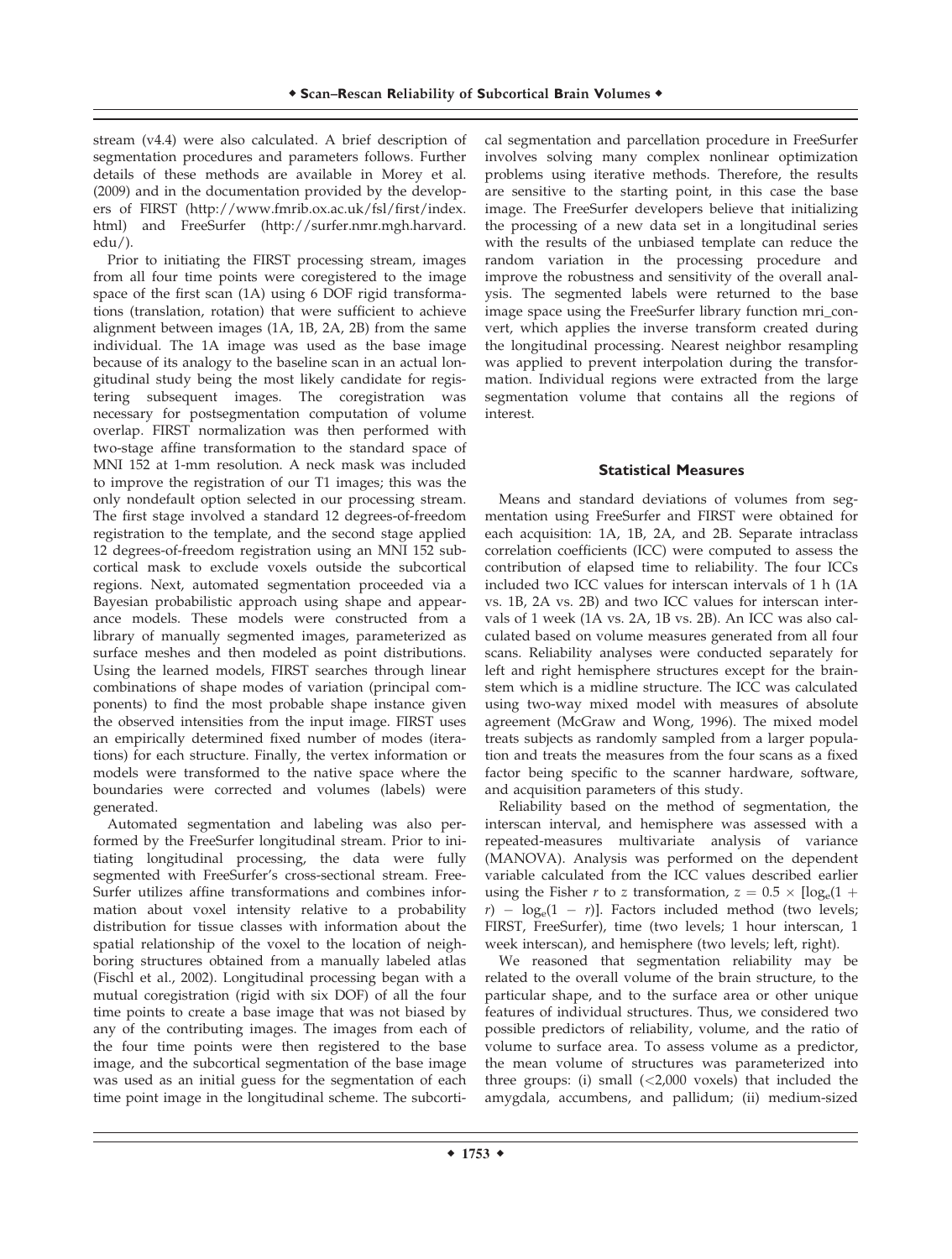stream (v4.4) were also calculated. A brief description of segmentation procedures and parameters follows. Further details of these methods are available in Morey et al. (2009) and in the documentation provided by the developers of FIRST (http://www.fmrib.ox.ac.uk/fsl/first/index.html) and FreeSurfer (http://surfer.nmr.mgh.harvard.edu/).

Prior to initiating the FIRST processing stream, images from all four time points were coregistered to the image space of the first scan (1A) using 6 DOF rigid transformations (translation, rotation) that were sufficient to achieve alignment between images (1A, 1B, 2A, 2B) from the same individual. The 1A image was used as the base image because of its analogy to the baseline scan in an actual longitudinal study being the most likely candidate for registering subsequent images. The coregistration was necessary for postsegmentation computation of volume overlap. FIRST normalization was then performed with two-stage affine transformation to the standard space of MNI 152 at 1-mm resolution. A neck mask was included to improve the registration of our T1 images; this was the only nondefault option selected in our processing stream. The first stage involved a standard 12 degrees-of-freedom registration to the template, and the second stage applied 12 degrees-of-freedom registration using an MNI 152 subcortical mask to exclude voxels outside the subcortical regions. Next, automated segmentation proceeded via a Bayesian probabilistic approach using shape and appearance models. These models were constructed from a library of manually segmented images, parameterized as surface meshes and then modeled as point distributions. Using the learned models, FIRST searches through linear combinations of shape modes of variation (principal components) to find the most probable shape instance given the observed intensities from the input image. FIRST uses an empirically determined fixed number of modes (iterations) for each structure. Finally, the vertex information or models were transformed to the native space where the boundaries were corrected and volumes (labels) were generated.

Automated segmentation and labeling was also performed by the FreeSurfer longitudinal stream. Prior to initiating longitudinal processing, the data were fully segmented with FreeSurfer's cross-sectional stream. FreeSurfer utilizes affine transformations and combines information about voxel intensity relative to a probability distribution for tissue classes with information about the spatial relationship of the voxel to the location of neighboring structures obtained from a manually labeled atlas (Fischl et al., 2002). Longitudinal processing began with a mutual coregistration (rigid with six DOF) of all the four time points to create a base image that was not biased by any of the contributing images. The images from each of the four time points were then registered to the base image, and the subcortical segmentation of the base image was used as an initial guess for the segmentation of each time point image in the longitudinal scheme. The subcortical segmentation and parcellation procedure in FreeSurfer involves solving many complex nonlinear optimization problems using iterative methods. Therefore, the results are sensitive to the starting point, in this case the base image. The FreeSurfer developers believe that initializing the processing of a new data set in a longitudinal series with the results of the unbiased template can reduce the random variation in the processing procedure and improve the robustness and sensitivity of the overall analysis. The segmented labels were returned to the base image space using the FreeSurfer library function mri_convert, which applies the inverse transform created during the longitudinal processing. Nearest neighbor resampling was applied to prevent interpolation during the transformation. Individual regions were extracted from the large segmentation volume that contains all the regions of interest.

## Statistical Measures

Means and standard deviations of volumes from segmentation using FreeSurfer and FIRST were obtained for each acquisition: 1A, 1B, 2A, and 2B. Separate intraclass correlation coefficients (ICC) were computed to assess the contribution of elapsed time to reliability. The four ICCs included two ICC values for interscan intervals of 1 h (1A vs. 1B, 2A vs. 2B) and two ICC values for interscan intervals of 1 week (1A vs. 2A, 1B vs. 2B). An ICC was also calculated based on volume measures generated from all four scans. Reliability analyses were conducted separately for left and right hemisphere structures except for the brainstem which is a midline structure. The ICC was calculated using two-way mixed model with measures of absolute agreement (McGraw and Wong, 1996). The mixed model treats subjects as randomly sampled from a larger population and treats the measures from the four scans as a fixed factor being specific to the scanner hardware, software, and acquisition parameters of this study.

Reliability based on the method of segmentation, the interscan interval, and hemisphere was assessed with a repeated-measures multivariate analysis of variance (MANOVA). Analysis was performed on the dependent variable calculated from the ICC values described earlier using the Fisher $r$ to $z$ transformation, $z = 0.5 \times [\log_e(1 + r) - \log_e(1 - r)]$. Factors included method (two levels; FIRST, FreeSurfer), time (two levels; 1 hour interscan, 1 week interscan), and hemisphere (two levels; left, right).

We reasoned that segmentation reliability may be related to the overall volume of the brain structure, to the particular shape, and to the surface area or other unique features of individual structures. Thus, we considered two possible predictors of reliability, volume, and the ratio of volume to surface area. To assess volume as a predictor, the mean volume of structures was parameterized into three groups: (i) small (<2,000 voxels) that included the amygdala, accumbens, and pallidum; (ii) medium-sized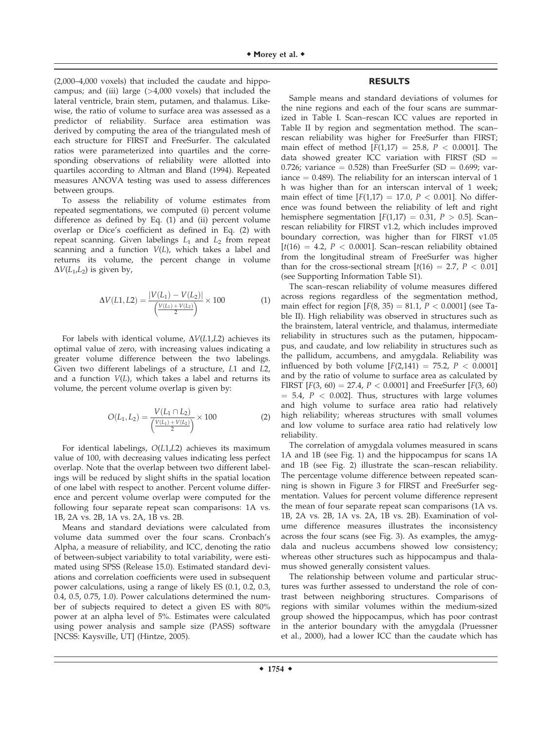(2,000–4,000 voxels) that included the caudate and hippocampus; and (iii) large (>4,000 voxels) that included the lateral ventricle, brain stem, putamen, and thalamus. Likewise, the ratio of volume to surface area was assessed as a predictor of reliability. Surface area estimation was derived by computing the area of the triangulated mesh of each structure for FIRST and FreeSurfer. The calculated ratios were parameterized into quartiles and the corresponding observations of reliability were allotted into quartiles according to Altman and Bland (1994). Repeated measures ANOVA testing was used to assess differences between groups.

To assess the reliability of volume estimates from repeated segmentations, we computed (i) percent volume difference as defined by Eq. (1) and (ii) percent volume overlap or Dice's coefficient as defined in Eq. (2) with repeat scanning. Given labelings $L_1$ and $L_2$ from repeat scanning and a function $V(L)$, which takes a label and returns its volume, the percent change in volume $\Delta V(L_1,L_2)$ is given by,

$$\Delta V(L1, L2) = \frac{|V(L_1) - V(L_2)|}{\left(\frac{V(L_1)+V(L_2)}{2}\right)} \times 100 \tag{1}$$

For labels with identical volume, $\Delta V(L1,L2)$ achieves its optimal value of zero, with increasing values indicating a greater volume difference between the two labelings. Given two different labelings of a structure, $L1$ and $L2$, and a function $V(L)$, which takes a label and returns its volume, the percent volume overlap is given by:

$$O(L_1, L_2) = \frac{V(L_1 \cap L_2)}{\left(\frac{V(L_1)+V(L_2)}{2}\right)} \times 100 \tag{2}$$

For identical labelings, $O(L1,L2)$ achieves its maximum value of 100, with decreasing values indicating less perfect overlap. Note that the overlap between two different labelings will be reduced by slight shifts in the spatial location of one label with respect to another. Percent volume difference and percent volume overlap were computed for the following four separate repeat scan comparisons: 1A vs. 1B, 2A vs. 2B, 1A vs. 2A, 1B vs. 2B.

Means and standard deviations were calculated from volume data summed over the four scans. Cronbach's Alpha, a measure of reliability, and ICC, denoting the ratio of between-subject variability to total variability, were estimated using SPSS (Release 15.0). Estimated standard deviations and correlation coefficients were used in subsequent power calculations, using a range of likely ES (0.1, 0.2, 0.3, 0.4, 0.5, 0.75, 1.0). Power calculations determined the number of subjects required to detect a given ES with 80% power at an alpha level of 5%. Estimates were calculated using power analysis and sample size (PASS) software [NCSS: Kaysville, UT] (Hintze, 2005).

## RESULTS

Sample means and standard deviations of volumes for the nine regions and each of the four scans are summarized in Table I. Scan–rescan ICC values are reported in Table II by region and segmentation method. The scan–rescan reliability was higher for FreeSurfer than FIRST; main effect of method [$F(1,17) = 25.8$, $P < 0.0001$]. The data showed greater ICC variation with FIRST (SD = 0.726; variance = 0.528) than FreeSurfer (SD = 0.699; variance = 0.489). The reliability for an interscan interval of 1 h was higher than for an interscan interval of 1 week; main effect of time [$F(1,17) = 17.0$, $P < 0.001$]. No difference was found between the reliability of left and right hemisphere segmentation [$F(1,17) = 0.31$, $P > 0.5$]. Scan–rescan reliability for FIRST v1.2, which includes improved boundary correction, was higher than for FIRST v1.05 [$t(16) = 4.2$, $P < 0.0001$]. Scan–rescan reliability obtained from the longitudinal stream of FreeSurfer was higher than for the cross-sectional stream [$t(16) = 2.7$, $P < 0.01$] (see Supporting Information Table S1).

The scan–rescan reliability of volume measures differed across regions regardless of the segmentation method, main effect for region [$F(8, 35) = 81.1$, $P < 0.0001$] (see Table II). High reliability was observed in structures such as the brainstem, lateral ventricle, and thalamus, intermediate reliability in structures such as the putamen, hippocampus, and caudate, and low reliability in structures such as the pallidum, accumbens, and amygdala. Reliability was influenced by both volume [$F(2,141) = 75.2$, $P < 0.0001$] and by the ratio of volume to surface area as calculated by FIRST [$F(3, 60) = 27.4$, $P < 0.0001$] and FreeSurfer [$F(3, 60) = 5.4$, $P < 0.002$]. Thus, structures with large volumes and high volume to surface area ratio had relatively high reliability; whereas structures with small volumes and low volume to surface area ratio had relatively low reliability.

The correlation of amygdala volumes measured in scans 1A and 1B (see Fig. 1) and the hippocampus for scans 1A and 1B (see Fig. 2) illustrate the scan–rescan reliability. The percentage volume difference between repeated scanning is shown in Figure 3 for FIRST and FreeSurfer segmentation. Values for percent volume difference represent the mean of four separate repeat scan comparisons (1A vs. 1B, 2A vs. 2B, 1A vs. 2A, 1B vs. 2B). Examination of volume difference measures illustrates the inconsistency across the four scans (see Fig. 3). As examples, the amygdala and nucleus accumbens showed low consistency; whereas other structures such as hippocampus and thalamus showed generally consistent values.

The relationship between volume and particular structures was further assessed to understand the role of contrast between neighboring structures. Comparisons of regions with similar volumes within the medium-sized group showed the hippocampus, which has poor contrast in the anterior boundary with the amygdala (Pruessner et al., 2000), had a lower ICC than the caudate which has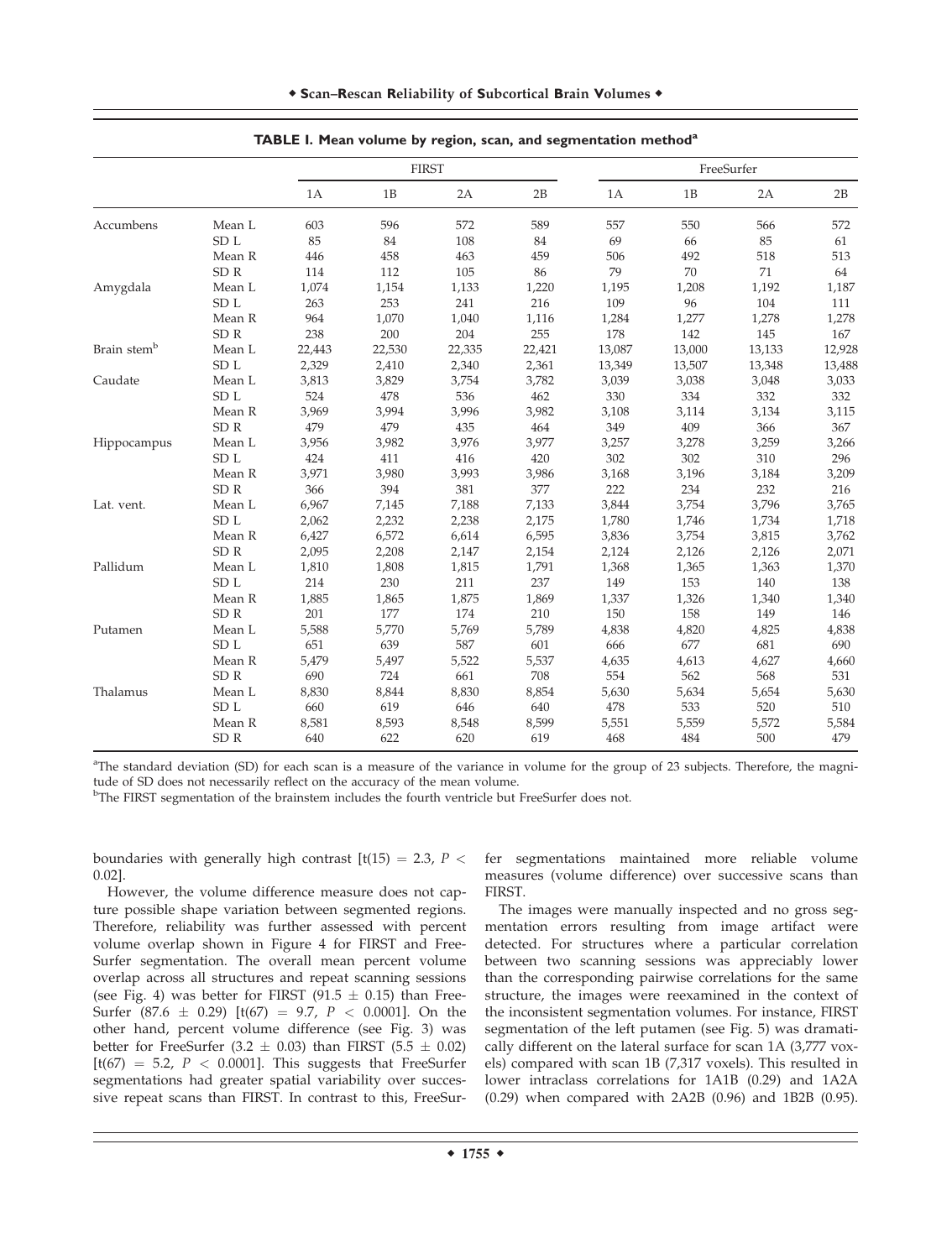**TABLE I. Mean volume by region, scan, and segmentation method[a]**

| | | FIRST | | | | FreeSurfer | | | |
|---|---|---|---|---|---|---|---|---|---|
| | | 1A | 1B | 2A | 2B | 1A | 1B | 2A | 2B |
| Accumbens | Mean L | 603 | 596 | 572 | 589 | 557 | 550 | 566 | 572 |
| | SD L | 85 | 84 | 108 | 84 | 69 | 66 | 85 | 61 |
| | Mean R | 446 | 458 | 463 | 459 | 506 | 492 | 518 | 513 |
| | SD R | 114 | 112 | 105 | 86 | 79 | 70 | 71 | 64 |
| Amygdala | Mean L | 1,074 | 1,154 | 1,133 | 1,220 | 1,195 | 1,208 | 1,192 | 1,187 |
| | SD L | 263 | 253 | 241 | 216 | 109 | 96 | 104 | 111 |
| | Mean R | 964 | 1,070 | 1,040 | 1,116 | 1,284 | 1,277 | 1,278 | 1,278 |
| | SD R | 238 | 200 | 204 | 255 | 178 | 142 | 145 | 167 |
| Brain stem[b] | Mean L | 22,443 | 22,530 | 22,335 | 22,421 | 13,087 | 13,000 | 13,133 | 12,928 |
| | SD L | 2,329 | 2,410 | 2,340 | 2,361 | 13,349 | 13,507 | 13,348 | 13,488 |
| Caudate | Mean L | 3,813 | 3,829 | 3,754 | 3,782 | 3,039 | 3,038 | 3,048 | 3,033 |
| | SD L | 524 | 478 | 536 | 462 | 330 | 334 | 332 | 332 |
| | Mean R | 3,969 | 3,994 | 3,996 | 3,982 | 3,108 | 3,114 | 3,134 | 3,115 |
| | SD R | 479 | 479 | 435 | 464 | 349 | 409 | 366 | 367 |
| Hippocampus | Mean L | 3,956 | 3,982 | 3,976 | 3,977 | 3,257 | 3,278 | 3,259 | 3,266 |
| | SD L | 424 | 411 | 416 | 420 | 302 | 302 | 310 | 296 |
| | Mean R | 3,971 | 3,980 | 3,993 | 3,986 | 3,168 | 3,196 | 3,184 | 3,209 |
| | SD R | 366 | 394 | 381 | 377 | 222 | 234 | 232 | 216 |
| Lat. vent. | Mean L | 6,967 | 7,145 | 7,188 | 7,133 | 3,844 | 3,754 | 3,796 | 3,765 |
| | SD L | 2,062 | 2,232 | 2,238 | 2,175 | 1,780 | 1,746 | 1,734 | 1,718 |
| | Mean R | 6,427 | 6,572 | 6,614 | 6,595 | 3,836 | 3,754 | 3,815 | 3,762 |
| | SD R | 2,095 | 2,208 | 2,147 | 2,154 | 2,124 | 2,126 | 2,126 | 2,071 |
| Pallidum | Mean L | 1,810 | 1,808 | 1,815 | 1,791 | 1,368 | 1,365 | 1,363 | 1,370 |
| | SD L | 214 | 230 | 211 | 237 | 149 | 153 | 140 | 138 |
| | Mean R | 1,885 | 1,865 | 1,875 | 1,869 | 1,337 | 1,326 | 1,340 | 1,340 |
| | SD R | 201 | 177 | 174 | 210 | 150 | 158 | 149 | 146 |
| Putamen | Mean L | 5,588 | 5,770 | 5,769 | 5,789 | 4,838 | 4,820 | 4,825 | 4,838 |
| | SD L | 651 | 639 | 587 | 601 | 666 | 677 | 681 | 690 |
| | Mean R | 5,479 | 5,497 | 5,522 | 5,537 | 4,635 | 4,613 | 4,627 | 4,660 |
| | SD R | 690 | 724 | 661 | 708 | 554 | 562 | 568 | 531 |
| Thalamus | Mean L | 8,830 | 8,844 | 8,830 | 8,854 | 5,630 | 5,634 | 5,654 | 5,630 |
| | SD L | 660 | 619 | 646 | 640 | 478 | 533 | 520 | 510 |
| | Mean R | 8,581 | 8,593 | 8,548 | 8,599 | 5,551 | 5,559 | 5,572 | 5,584 |
| | SD R | 640 | 622 | 620 | 619 | 468 | 484 | 500 | 479 |

[a]The standard deviation (SD) for each scan is a measure of the variance in volume for the group of 23 subjects. Therefore, the magnitude of SD does not necessarily reflect on the accuracy of the mean volume.

[b]The FIRST segmentation of the brainstem includes the fourth ventricle but FreeSurfer does not.

boundaries with generally high contrast [$t(15) = 2.3$, $P < 0.02$].

However, the volume difference measure does not capture possible shape variation between segmented regions. Therefore, reliability was further assessed with percent volume overlap shown in Figure 4 for FIRST and FreeSurfer segmentation. The overall mean percent volume overlap across all structures and repeat scanning sessions (see Fig. 4) was better for FIRST ($91.5 \pm 0.15$) than FreeSurfer ($87.6 \pm 0.29$) [$t(67) = 9.7$, $P < 0.0001$]. On the other hand, percent volume difference (see Fig. 3) was better for FreeSurfer ($3.2 \pm 0.03$) than FIRST ($5.5 \pm 0.02$) [$t(67) = 5.2$, $P < 0.0001$]. This suggests that FreeSurfer segmentations had greater spatial variability over successive repeat scans than FIRST. In contrast to this, FreeSurfer segmentations maintained more reliable volume measures (volume difference) over successive scans than FIRST.

The images were manually inspected and no gross segmentation errors resulting from image artifact were detected. For structures where a particular correlation between two scanning sessions was appreciably lower than the corresponding pairwise correlations for the same structure, the images were reexamined in the context of the inconsistent segmentation volumes. For instance, FIRST segmentation of the left putamen (see Fig. 5) was dramatically different on the lateral surface for scan 1A (3,777 voxels) compared with scan 1B (7,317 voxels). This resulted in lower intraclass correlations for 1A1B (0.29) and 1A2A (0.29) when compared with 2A2B (0.96) and 1B2B (0.95).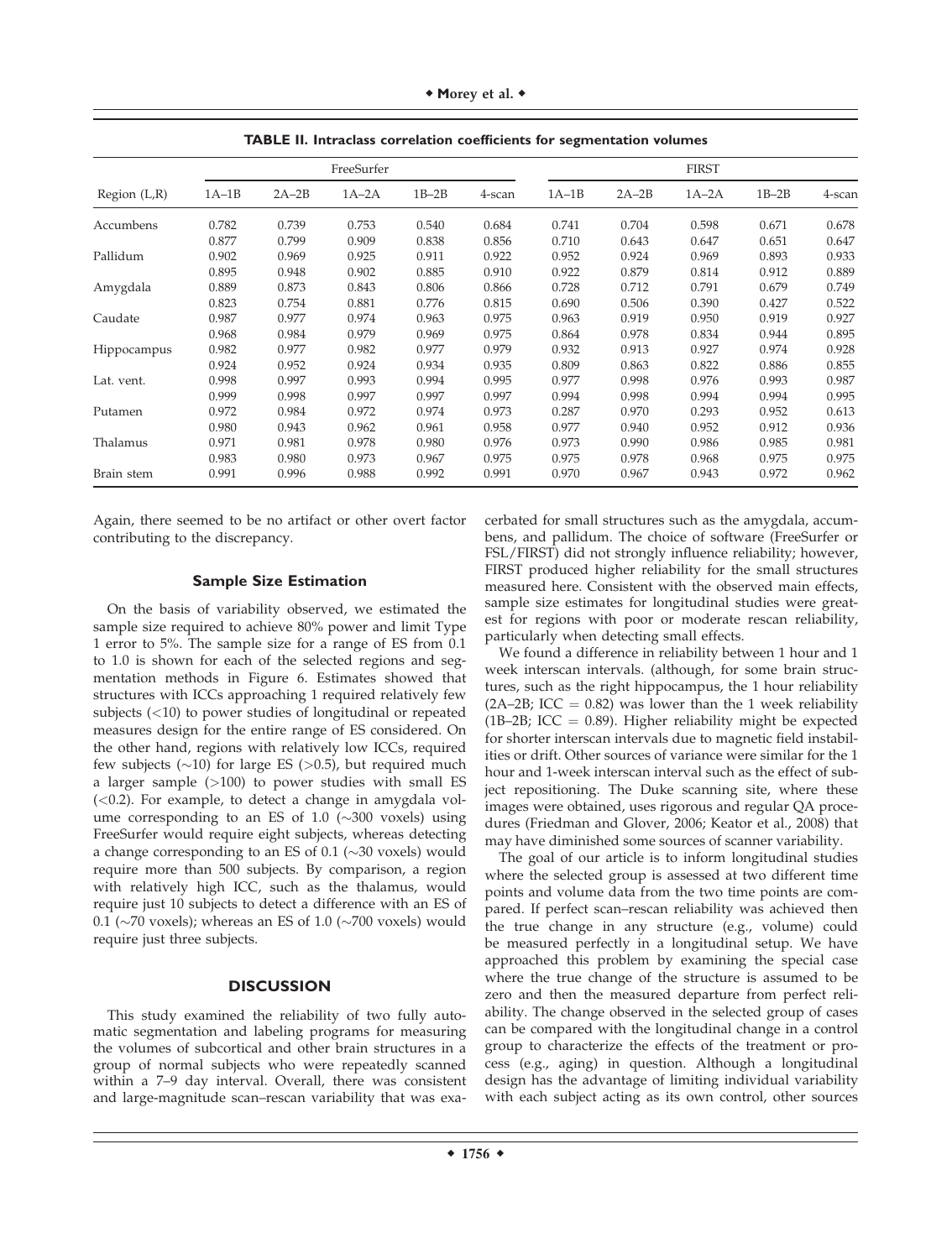**TABLE II. Intraclass correlation coefficients for segmentation volumes**

| Region (L,R) | FreeSurfer | | | | | FIRST | | | | |
|---|---|---|---|---|---|---|---|---|---|---|
| | 1A–1B | 2A–2B | 1A–2A | 1B–2B | 4-scan | 1A–1B | 2A–2B | 1A–2A | 1B–2B | 4-scan |
| Accumbens | 0.782 | 0.739 | 0.753 | 0.540 | 0.684 | 0.741 | 0.704 | 0.598 | 0.671 | 0.678 |
| | 0.877 | 0.799 | 0.909 | 0.838 | 0.856 | 0.710 | 0.643 | 0.647 | 0.651 | 0.647 |
| Pallidum | 0.902 | 0.969 | 0.925 | 0.911 | 0.922 | 0.952 | 0.924 | 0.969 | 0.893 | 0.933 |
| | 0.895 | 0.948 | 0.902 | 0.885 | 0.910 | 0.922 | 0.879 | 0.814 | 0.912 | 0.889 |
| Amygdala | 0.889 | 0.873 | 0.843 | 0.806 | 0.866 | 0.728 | 0.712 | 0.791 | 0.679 | 0.749 |
| | 0.823 | 0.754 | 0.881 | 0.776 | 0.815 | 0.690 | 0.506 | 0.390 | 0.427 | 0.522 |
| Caudate | 0.987 | 0.977 | 0.974 | 0.963 | 0.975 | 0.963 | 0.919 | 0.950 | 0.919 | 0.927 |
| | 0.968 | 0.984 | 0.979 | 0.969 | 0.975 | 0.864 | 0.978 | 0.834 | 0.944 | 0.895 |
| Hippocampus | 0.982 | 0.977 | 0.982 | 0.977 | 0.979 | 0.932 | 0.913 | 0.927 | 0.974 | 0.928 |
| | 0.924 | 0.952 | 0.924 | 0.934 | 0.935 | 0.809 | 0.863 | 0.822 | 0.886 | 0.855 |
| Lat. vent. | 0.998 | 0.997 | 0.993 | 0.994 | 0.995 | 0.977 | 0.998 | 0.976 | 0.993 | 0.987 |
| | 0.999 | 0.998 | 0.997 | 0.997 | 0.997 | 0.994 | 0.998 | 0.994 | 0.994 | 0.995 |
| Putamen | 0.972 | 0.984 | 0.972 | 0.974 | 0.973 | 0.287 | 0.970 | 0.293 | 0.952 | 0.613 |
| | 0.980 | 0.943 | 0.962 | 0.961 | 0.958 | 0.977 | 0.940 | 0.952 | 0.912 | 0.936 |
| Thalamus | 0.971 | 0.981 | 0.978 | 0.980 | 0.976 | 0.973 | 0.990 | 0.986 | 0.985 | 0.981 |
| | 0.983 | 0.980 | 0.973 | 0.967 | 0.975 | 0.975 | 0.978 | 0.968 | 0.975 | 0.975 |
| Brain stem | 0.991 | 0.996 | 0.988 | 0.992 | 0.991 | 0.970 | 0.967 | 0.943 | 0.972 | 0.962 |

Again, there seemed to be no artifact or other overt factor contributing to the discrepancy.

### Sample Size Estimation

On the basis of variability observed, we estimated the sample size required to achieve 80% power and limit Type 1 error to 5%. The sample size for a range of ES from 0.1 to 1.0 is shown for each of the selected regions and segmentation methods in Figure 6. Estimates showed that structures with ICCs approaching 1 required relatively few subjects (<10) to power studies of longitudinal or repeated measures design for the entire range of ES considered. On the other hand, regions with relatively low ICCs, required few subjects (~10) for large ES (>0.5), but required much a larger sample (>100) to power studies with small ES (<0.2). For example, to detect a change in amygdala volume corresponding to an ES of 1.0 (~300 voxels) using FreeSurfer would require eight subjects, whereas detecting a change corresponding to an ES of 0.1 (~30 voxels) would require more than 500 subjects. By comparison, a region with relatively high ICC, such as the thalamus, would require just 10 subjects to detect a difference with an ES of 0.1 (~70 voxels); whereas an ES of 1.0 (~700 voxels) would require just three subjects.

## DISCUSSION

This study examined the reliability of two fully automatic segmentation and labeling programs for measuring the volumes of subcortical and other brain structures in a group of normal subjects who were repeatedly scanned within a 7–9 day interval. Overall, there was consistent and large-magnitude scan–rescan variability that was exacerbated for small structures such as the amygdala, accumbens, and pallidum. The choice of software (FreeSurfer or FSL/FIRST) did not strongly influence reliability; however, FIRST produced higher reliability for the small structures measured here. Consistent with the observed main effects, sample size estimates for longitudinal studies were greatest for regions with poor or moderate rescan reliability, particularly when detecting small effects.

We found a difference in reliability between 1 hour and 1 week interscan intervals. (although, for some brain structures, such as the right hippocampus, the 1 hour reliability (2A–2B; ICC = 0.82) was lower than the 1 week reliability (1B–2B; ICC = 0.89). Higher reliability might be expected for shorter interscan intervals due to magnetic field instabilities or drift. Other sources of variance were similar for the 1 hour and 1-week interscan interval such as the effect of subject repositioning. The Duke scanning site, where these images were obtained, uses rigorous and regular QA procedures (Friedman and Glover, 2006; Keator et al., 2008) that may have diminished some sources of scanner variability.

The goal of our article is to inform longitudinal studies where the selected group is assessed at two different time points and volume data from the two time points are compared. If perfect scan–rescan reliability was achieved then the true change in any structure (e.g., volume) could be measured perfectly in a longitudinal setup. We have approached this problem by examining the special case where the true change of the structure is assumed to be zero and then the measured departure from perfect reliability. The change observed in the selected group of cases can be compared with the longitudinal change in a control group to characterize the effects of the treatment or process (e.g., aging) in question. Although a longitudinal design has the advantage of limiting individual variability with each subject acting as its own control, other sources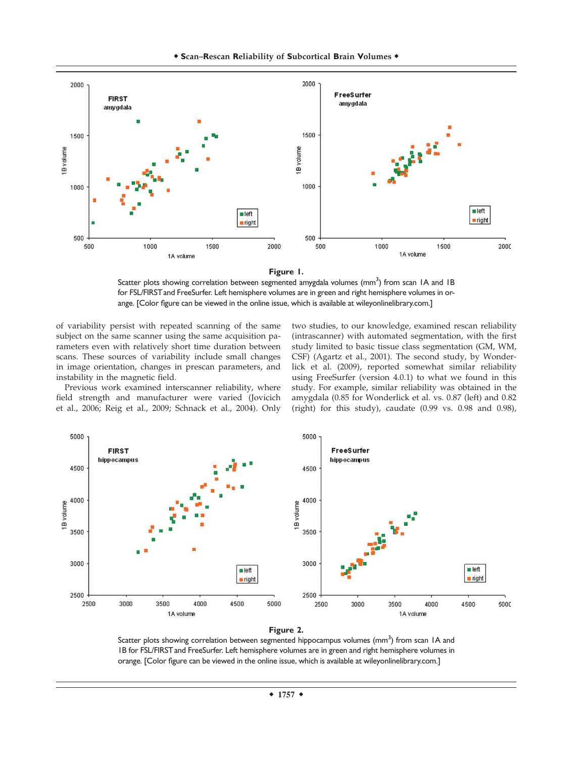**Figure 1.**

Scatter plots showing correlation between segmented amygdala volumes (mm$^3$) from scan 1A and 1B for FSL/FIRST and FreeSurfer. Left hemisphere volumes are in green and right hemisphere volumes in orange. [Color figure can be viewed in the online issue, which is available at wileyonlinelibrary.com.]

of variability persist with repeated scanning of the same subject on the same scanner using the same acquisition parameters even with relatively short time duration between scans. These sources of variability include small changes in image orientation, changes in prescan parameters, and instability in the magnetic field.

Previous work examined interscanner reliability, where field strength and manufacturer were varied (Jovicich et al., 2006; Reig et al., 2009; Schnack et al., 2004). Only two studies, to our knowledge, examined rescan reliability (intrascanner) with automated segmentation, with the first study limited to basic tissue class segmentation (GM, WM, CSF) (Agartz et al., 2001). The second study, by Wonderlick et al. (2009), reported somewhat similar reliability using FreeSurfer (version 4.0.1) to what we found in this study. For example, similar reliability was obtained in the amygdala (0.85 for Wonderlick et al. vs. 0.87 (left) and 0.82 (right) for this study), caudate (0.99 vs. 0.98 and 0.98),

**Figure 2.**

Scatter plots showing correlation between segmented hippocampus volumes (mm$^3$) from scan 1A and 1B for FSL/FIRST and FreeSurfer. Left hemisphere volumes are in green and right hemisphere volumes in orange. [Color figure can be viewed in the online issue, which is available at wileyonlinelibrary.com.]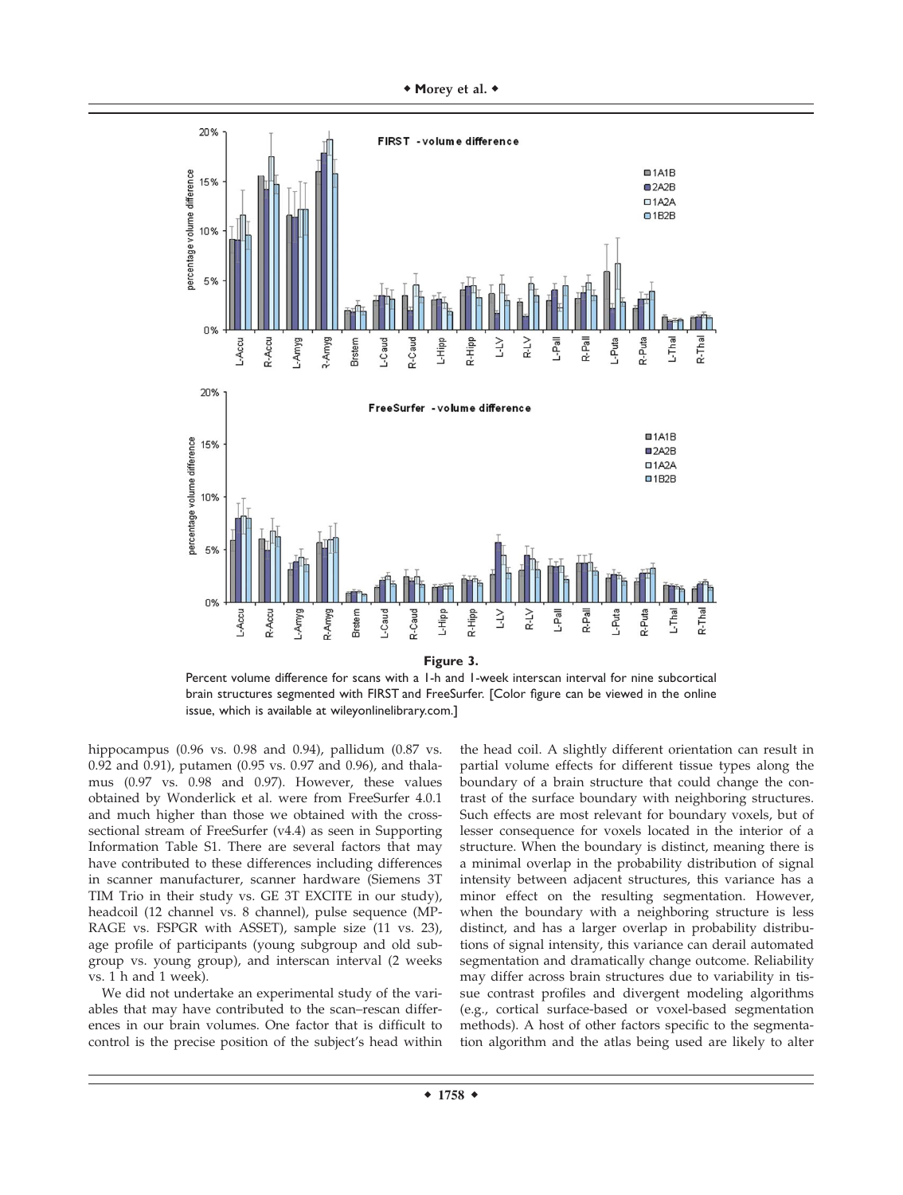**Figure 3.**

Percent volume difference for scans with a 1-h and 1-week interscan interval for nine subcortical brain structures segmented with FIRST and FreeSurfer. [Color figure can be viewed in the online issue, which is available at wileyonlinelibrary.com.]

hippocampus (0.96 vs. 0.98 and 0.94), pallidum (0.87 vs. 0.92 and 0.91), putamen (0.95 vs. 0.97 and 0.96), and thalamus (0.97 vs. 0.98 and 0.97). However, these values obtained by Wonderlick et al. were from FreeSurfer 4.0.1 and much higher than those we obtained with the cross-sectional stream of FreeSurfer (v4.4) as seen in Supporting Information Table S1. There are several factors that may have contributed to these differences including differences in scanner manufacturer, scanner hardware (Siemens 3T TIM Trio in their study vs. GE 3T EXCITE in our study), headcoil (12 channel vs. 8 channel), pulse sequence (MP-RAGE vs. FSPGR with ASSET), sample size (11 vs. 23), age profile of participants (young subgroup and old subgroup vs. young group), and interscan interval (2 weeks vs. 1 h and 1 week).

We did not undertake an experimental study of the variables that may have contributed to the scan–rescan differences in our brain volumes. One factor that is difficult to control is the precise position of the subject's head within the head coil. A slightly different orientation can result in partial volume effects for different tissue types along the boundary of a brain structure that could change the contrast of the surface boundary with neighboring structures. Such effects are most relevant for boundary voxels, but of lesser consequence for voxels located in the interior of a structure. When the boundary is distinct, meaning there is a minimal overlap in the probability distribution of signal intensity between adjacent structures, this variance has a minor effect on the resulting segmentation. However, when the boundary with a neighboring structure is less distinct, and has a larger overlap in probability distributions of signal intensity, this variance can derail automated segmentation and dramatically change outcome. Reliability may differ across brain structures due to variability in tissue contrast profiles and divergent modeling algorithms (e.g., cortical surface-based or voxel-based segmentation methods). A host of other factors specific to the segmentation algorithm and the atlas being used are likely to alter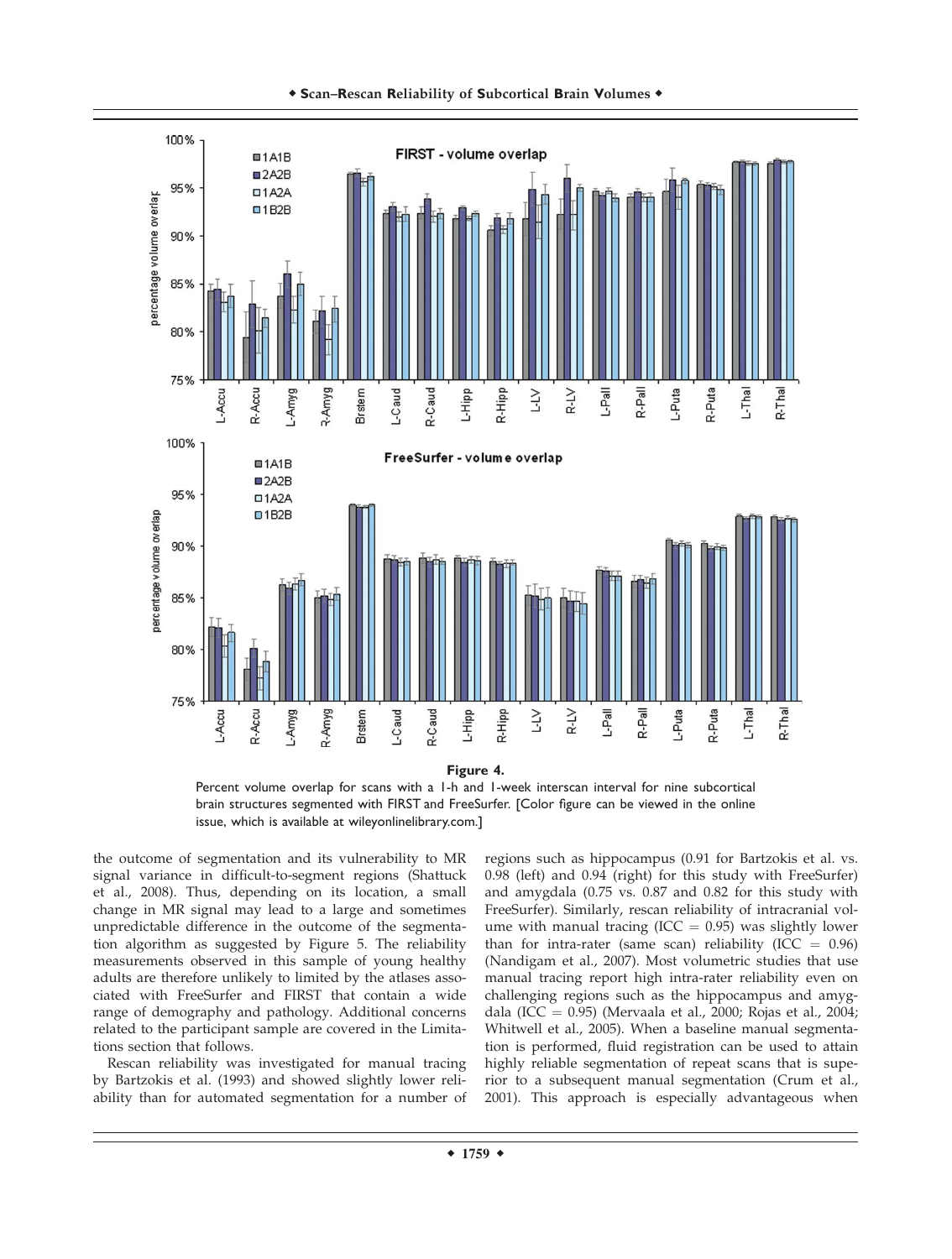**Figure 4.**

Percent volume overlap for scans with a 1-h and 1-week interscan interval for nine subcortical brain structures segmented with FIRST and FreeSurfer. [Color figure can be viewed in the online issue, which is available at wileyonlinelibrary.com.]

the outcome of segmentation and its vulnerability to MR signal variance in difficult-to-segment regions (Shattuck et al., 2008). Thus, depending on its location, a small change in MR signal may lead to a large and sometimes unpredictable difference in the outcome of the segmentation algorithm as suggested by Figure 5. The reliability measurements observed in this sample of young healthy adults are therefore unlikely to limited by the atlases associated with FreeSurfer and FIRST that contain a wide range of demography and pathology. Additional concerns related to the participant sample are covered in the Limitations section that follows.

Rescan reliability was investigated for manual tracing by Bartzokis et al. (1993) and showed slightly lower reliability than for automated segmentation for a number of regions such as hippocampus (0.91 for Bartzokis et al. vs. 0.98 (left) and 0.94 (right) for this study with FreeSurfer) and amygdala (0.75 vs. 0.87 and 0.82 for this study with FreeSurfer). Similarly, rescan reliability of intracranial volume with manual tracing (ICC = 0.95) was slightly lower than for intra-rater (same scan) reliability (ICC = 0.96) (Nandigam et al., 2007). Most volumetric studies that use manual tracing report high intra-rater reliability even on challenging regions such as the hippocampus and amygdala (ICC = 0.95) (Mervaala et al., 2000; Rojas et al., 2004; Whitwell et al., 2005). When a baseline manual segmentation is performed, fluid registration can be used to attain highly reliable segmentation of repeat scans that is superior to a subsequent manual segmentation (Crum et al., 2001). This approach is especially advantageous when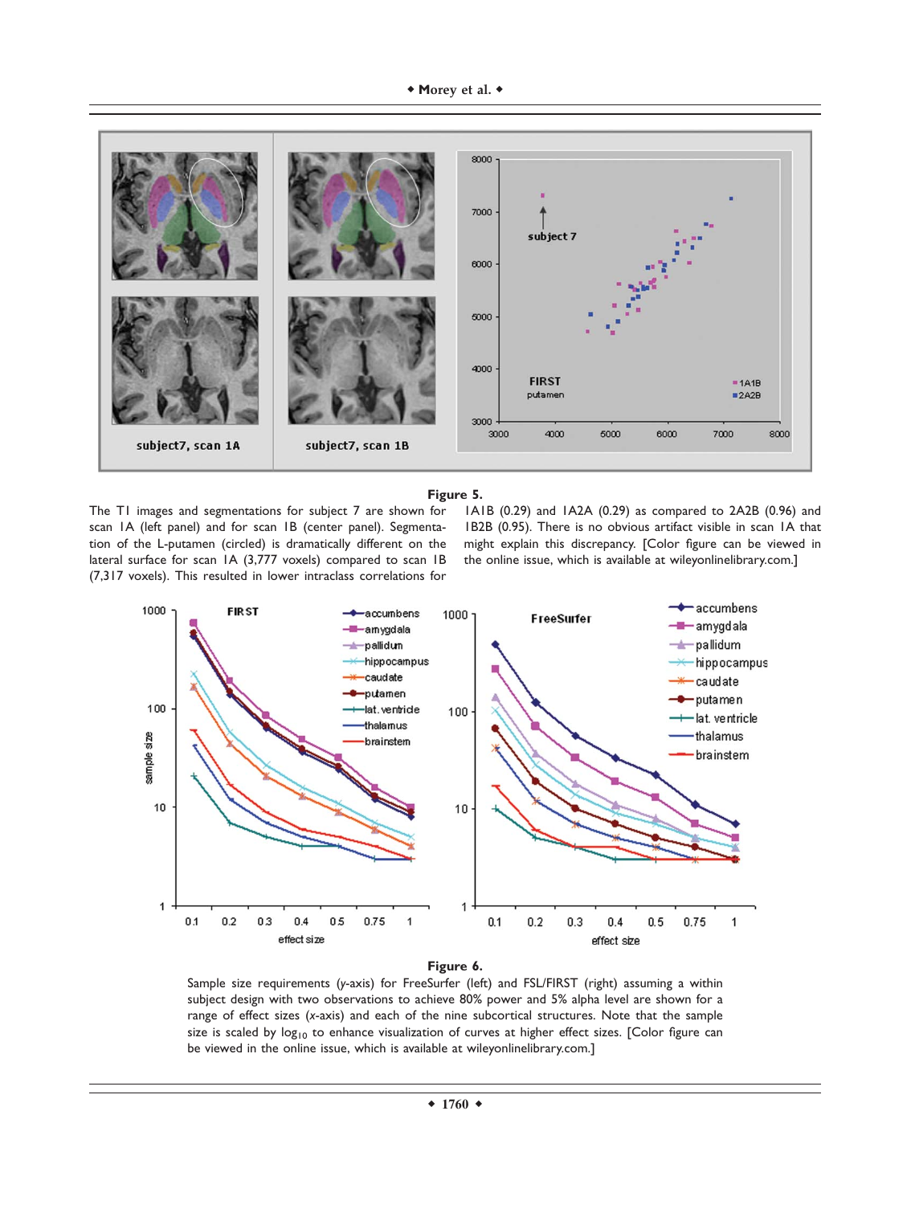**Figure 5.**

The T1 images and segmentations for subject 7 are shown for scan 1A (left panel) and for scan 1B (center panel). Segmentation of the L-putamen (circled) is dramatically different on the lateral surface for scan 1A (3,777 voxels) compared to scan 1B (7,317 voxels). This resulted in lower intraclass correlations for 1A1B (0.29) and 1A2A (0.29) as compared to 2A2B (0.96) and 1B2B (0.95). There is no obvious artifact visible in scan 1A that might explain this discrepancy. [Color figure can be viewed in the online issue, which is available at wileyonlinelibrary.com.]

**Figure 6.**

Sample size requirements (*y*-axis) for FreeSurfer (left) and FSL/FIRST (right) assuming a within subject design with two observations to achieve 80% power and 5% alpha level are shown for a range of effect sizes (*x*-axis) and each of the nine subcortical structures. Note that the sample size is scaled by $\log_{10}$ to enhance visualization of curves at higher effect sizes. [Color figure can be viewed in the online issue, which is available at wileyonlinelibrary.com.]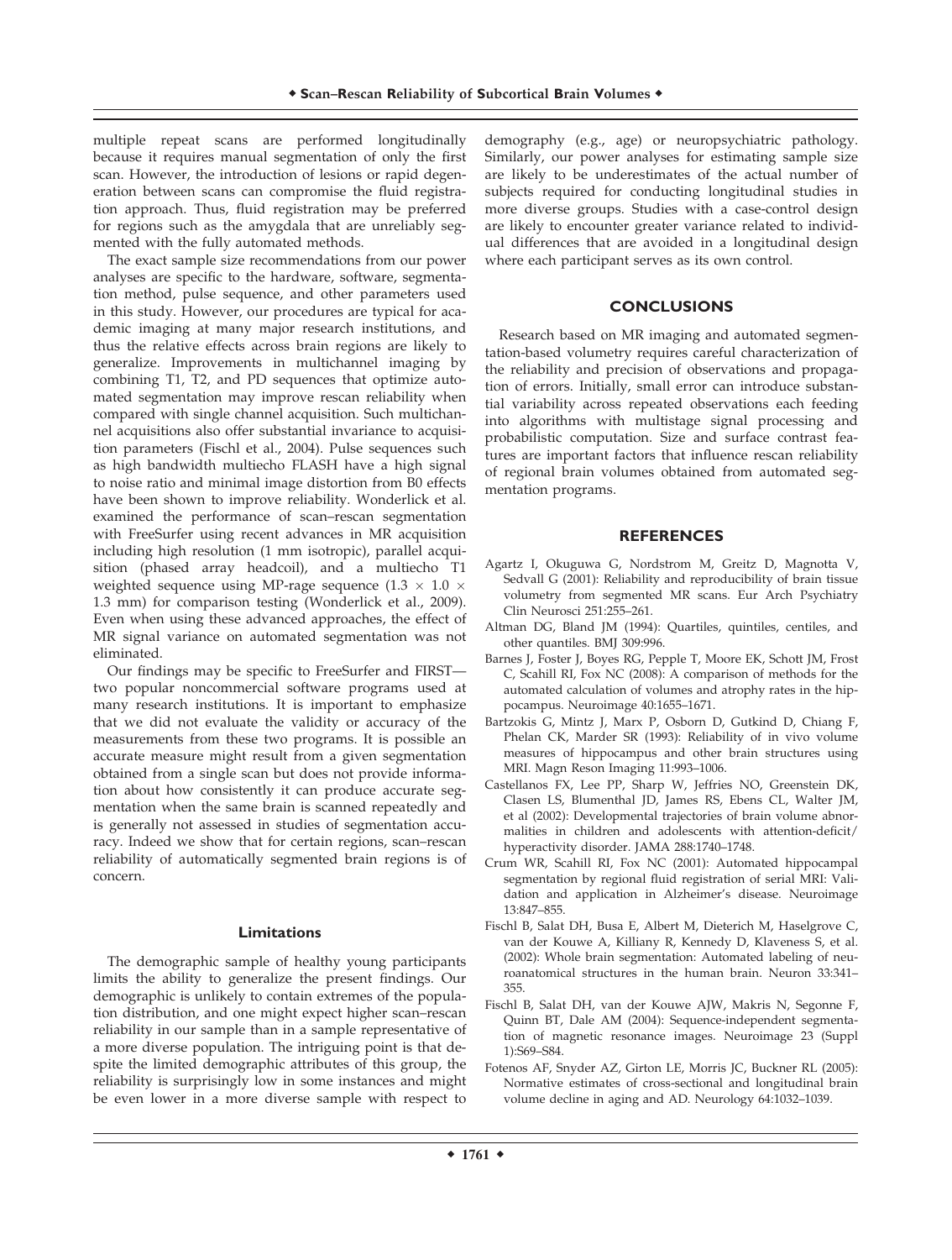multiple repeat scans are performed longitudinally because it requires manual segmentation of only the first scan. However, the introduction of lesions or rapid degeneration between scans can compromise the fluid registration approach. Thus, fluid registration may be preferred for regions such as the amygdala that are unreliably segmented with the fully automated methods.

The exact sample size recommendations from our power analyses are specific to the hardware, software, segmentation method, pulse sequence, and other parameters used in this study. However, our procedures are typical for academic imaging at many major research institutions, and thus the relative effects across brain regions are likely to generalize. Improvements in multichannel imaging by combining T1, T2, and PD sequences that optimize automated segmentation may improve rescan reliability when compared with single channel acquisition. Such multichannel acquisitions also offer substantial invariance to acquisition parameters (Fischl et al., 2004). Pulse sequences such as high bandwidth multiecho FLASH have a high signal to noise ratio and minimal image distortion from B0 effects have been shown to improve reliability. Wonderlick et al. examined the performance of scan–rescan segmentation with FreeSurfer using recent advances in MR acquisition including high resolution (1 mm isotropic), parallel acquisition (phased array headcoil), and a multiecho T1 weighted sequence using MP-rage sequence ($1.3 \times 1.0 \times 1.3$ mm) for comparison testing (Wonderlick et al., 2009). Even when using these advanced approaches, the effect of MR signal variance on automated segmentation was not eliminated.

Our findings may be specific to FreeSurfer and FIRST—two popular noncommercial software programs used at many research institutions. It is important to emphasize that we did not evaluate the validity or accuracy of the measurements from these two programs. It is possible an accurate measure might result from a given segmentation obtained from a single scan but does not provide information about how consistently it can produce accurate segmentation when the same brain is scanned repeatedly and is generally not assessed in studies of segmentation accuracy. Indeed we show that for certain regions, scan–rescan reliability of automatically segmented brain regions is of concern.

### Limitations

The demographic sample of healthy young participants limits the ability to generalize the present findings. Our demographic is unlikely to contain extremes of the population distribution, and one might expect higher scan–rescan reliability in our sample than in a sample representative of a more diverse population. The intriguing point is that despite the limited demographic attributes of this group, the reliability is surprisingly low in some instances and might be even lower in a more diverse sample with respect to demography (e.g., age) or neuropsychiatric pathology. Similarly, our power analyses for estimating sample size are likely to be underestimates of the actual number of subjects required for conducting longitudinal studies in more diverse groups. Studies with a case-control design are likely to encounter greater variance related to individual differences that are avoided in a longitudinal design where each participant serves as its own control.

## CONCLUSIONS

Research based on MR imaging and automated segmentation-based volumetry requires careful characterization of the reliability and precision of observations and propagation of errors. Initially, small error can introduce substantial variability across repeated observations each feeding into algorithms with multistage signal processing and probabilistic computation. Size and surface contrast features are important factors that influence rescan reliability of regional brain volumes obtained from automated segmentation programs.

## REFERENCES

Agartz I, Okuguwa G, Nordstrom M, Greitz D, Magnotta V, Sedvall G (2001): Reliability and reproducibility of brain tissue volumetry from segmented MR scans. Eur Arch Psychiatry Clin Neurosci 251:255–261.

Altman DG, Bland JM (1994): Quartiles, quintiles, centiles, and other quantiles. BMJ 309:996.

Barnes J, Foster J, Boyes RG, Pepple T, Moore EK, Schott JM, Frost C, Scahill RI, Fox NC (2008): A comparison of methods for the automated calculation of volumes and atrophy rates in the hippocampus. Neuroimage 40:1655–1671.

Bartzokis G, Mintz J, Marx P, Osborn D, Gutkind D, Chiang F, Phelan CK, Marder SR (1993): Reliability of in vivo volume measures of hippocampus and other brain structures using MRI. Magn Reson Imaging 11:993–1006.

Castellanos FX, Lee PP, Sharp W, Jeffries NO, Greenstein DK, Clasen LS, Blumenthal JD, James RS, Ebens CL, Walter JM, et al (2002): Developmental trajectories of brain volume abnormalities in children and adolescents with attention-deficit/hyperactivity disorder. JAMA 288:1740–1748.

Crum WR, Scahill RI, Fox NC (2001): Automated hippocampal segmentation by regional fluid registration of serial MRI: Validation and application in Alzheimer's disease. Neuroimage 13:847–855.

Fischl B, Salat DH, Busa E, Albert M, Dieterich M, Haselgrove C, van der Kouwe A, Killiany R, Kennedy D, Klaveness S, et al. (2002): Whole brain segmentation: Automated labeling of neuroanatomical structures in the human brain. Neuron 33:341–355.

Fischl B, Salat DH, van der Kouwe AJW, Makris N, Segonne F, Quinn BT, Dale AM (2004): Sequence-independent segmentation of magnetic resonance images. Neuroimage 23 (Suppl 1):S69–S84.

Fotenos AF, Snyder AZ, Girton LE, Morris JC, Buckner RL (2005): Normative estimates of cross-sectional and longitudinal brain volume decline in aging and AD. Neurology 64:1032–1039.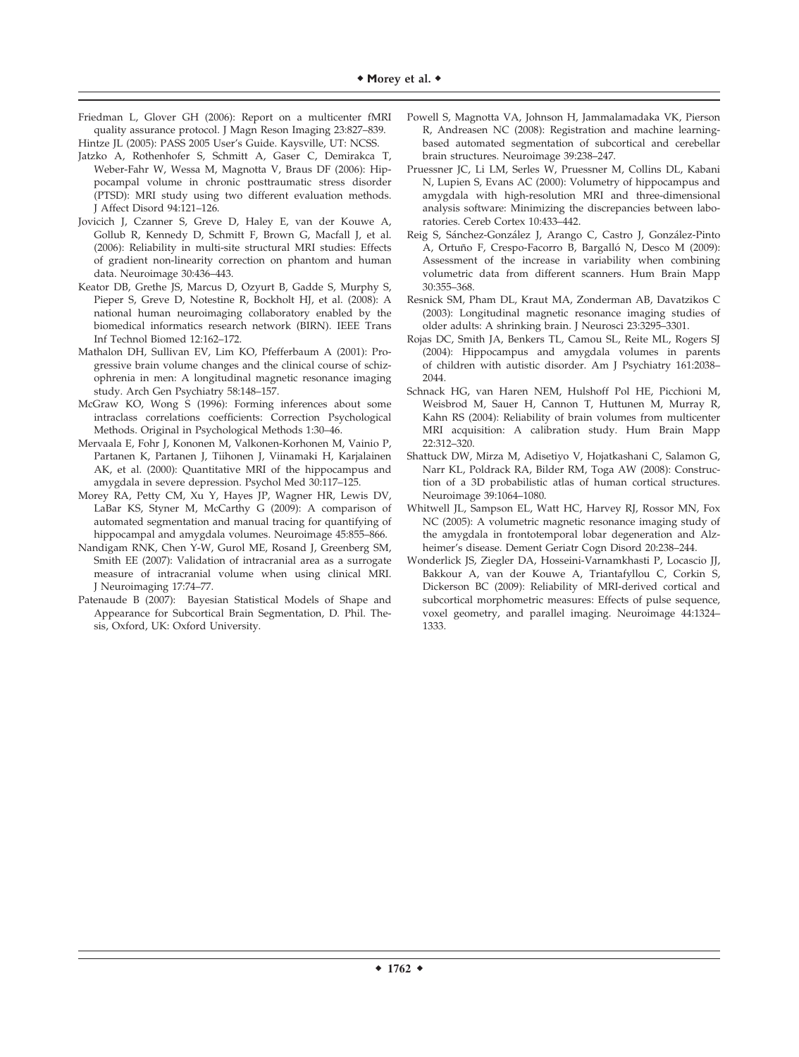Friedman L, Glover GH (2006): Report on a multicenter fMRI quality assurance protocol. J Magn Reson Imaging 23:827–839.

Hintze JL (2005): PASS 2005 User's Guide. Kaysville, UT: NCSS.

Jatzko A, Rothenhofer S, Schmitt A, Gaser C, Demirakca T, Weber-Fahr W, Wessa M, Magnotta V, Braus DF (2006): Hippocampal volume in chronic posttraumatic stress disorder (PTSD): MRI study using two different evaluation methods. J Affect Disord 94:121–126.

Jovicich J, Czanner S, Greve D, Haley E, van der Kouwe A, Gollub R, Kennedy D, Schmitt F, Brown G, Macfall J, et al. (2006): Reliability in multi-site structural MRI studies: Effects of gradient non-linearity correction on phantom and human data. Neuroimage 30:436–443.

Keator DB, Grethe JS, Marcus D, Ozyurt B, Gadde S, Murphy S, Pieper S, Greve D, Notestine R, Bockholt HJ, et al. (2008): A national human neuroimaging collaboratory enabled by the biomedical informatics research network (BIRN). IEEE Trans Inf Technol Biomed 12:162–172.

Mathalon DH, Sullivan EV, Lim KO, Pfefferbaum A (2001): Progressive brain volume changes and the clinical course of schizophrenia in men: A longitudinal magnetic resonance imaging study. Arch Gen Psychiatry 58:148–157.

McGraw KO, Wong S (1996): Forming inferences about some intraclass correlations coefficients: Correction Psychological Methods. Original in Psychological Methods 1:30–46.

Mervaala E, Fohr J, Kononen M, Valkonen-Korhonen M, Vainio P, Partanen K, Partanen J, Tiihonen J, Viinamaki H, Karjalainen AK, et al. (2000): Quantitative MRI of the hippocampus and amygdala in severe depression. Psychol Med 30:117–125.

Morey RA, Petty CM, Xu Y, Hayes JP, Wagner HR, Lewis DV, LaBar KS, Styner M, McCarthy G (2009): A comparison of automated segmentation and manual tracing for quantifying of hippocampal and amygdala volumes. Neuroimage 45:855–866.

Nandigam RNK, Chen Y-W, Gurol ME, Rosand J, Greenberg SM, Smith EE (2007): Validation of intracranial area as a surrogate measure of intracranial volume when using clinical MRI. J Neuroimaging 17:74–77.

Patenaude B (2007): Bayesian Statistical Models of Shape and Appearance for Subcortical Brain Segmentation, D. Phil. Thesis, Oxford, UK: Oxford University.

Powell S, Magnotta VA, Johnson H, Jammalamadaka VK, Pierson R, Andreasen NC (2008): Registration and machine learning-based automated segmentation of subcortical and cerebellar brain structures. Neuroimage 39:238–247.

Pruessner JC, Li LM, Serles W, Pruessner M, Collins DL, Kabani N, Lupien S, Evans AC (2000): Volumetry of hippocampus and amygdala with high-resolution MRI and three-dimensional analysis software: Minimizing the discrepancies between laboratories. Cereb Cortex 10:433–442.

Reig S, Sánchez-González J, Arango C, Castro J, González-Pinto A, Ortuño F, Crespo-Facorro B, Bargalló N, Desco M (2009): Assessment of the increase in variability when combining volumetric data from different scanners. Hum Brain Mapp 30:355–368.

Resnick SM, Pham DL, Kraut MA, Zonderman AB, Davatzikos C (2003): Longitudinal magnetic resonance imaging studies of older adults: A shrinking brain. J Neurosci 23:3295–3301.

Rojas DC, Smith JA, Benkers TL, Camou SL, Reite ML, Rogers SJ (2004): Hippocampus and amygdala volumes in parents of children with autistic disorder. Am J Psychiatry 161:2038–2044.

Schnack HG, van Haren NEM, Hulshoff Pol HE, Picchioni M, Weisbrod M, Sauer H, Cannon T, Huttunen M, Murray R, Kahn RS (2004): Reliability of brain volumes from multicenter MRI acquisition: A calibration study. Hum Brain Mapp 22:312–320.

Shattuck DW, Mirza M, Adisetiyo V, Hojatkashani C, Salamon G, Narr KL, Poldrack RA, Bilder RM, Toga AW (2008): Construction of a 3D probabilistic atlas of human cortical structures. Neuroimage 39:1064–1080.

Whitwell JL, Sampson EL, Watt HC, Harvey RJ, Rossor MN, Fox NC (2005): A volumetric magnetic resonance imaging study of the amygdala in frontotemporal lobar degeneration and Alzheimer's disease. Dement Geriatr Cogn Disord 20:238–244.

Wonderlick JS, Ziegler DA, Hosseini-Varnamkhasti P, Locascio JJ, Bakkour A, van der Kouwe A, Triantafyllou C, Corkin S, Dickerson BC (2009): Reliability of MRI-derived cortical and subcortical morphometric measures: Effects of pulse sequence, voxel geometry, and parallel imaging. Neuroimage 44:1324–1333.